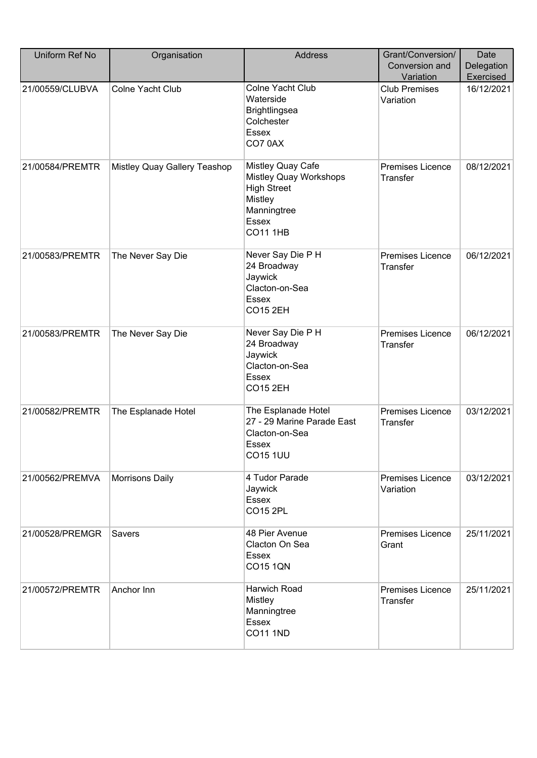| Uniform Ref No | Organisation | Address | Grant/Conversion/ Conversion and Variation | Date Delegation Exercised |
|---|---|---|---|---|
| 21/00559/CLUBVA | Colne Yacht Club | Colne Yacht Club<br>Waterside<br>Brightlingsea<br>Colchester<br>Essex<br>CO7 0AX | Club Premises Variation | 16/12/2021 |
| 21/00584/PREMTR | Mistley Quay Gallery Teashop | Mistley Quay Cafe<br>Mistley Quay Workshops<br>High Street<br>Mistley<br>Manningtree<br>Essex<br>CO11 1HB | Premises Licence Transfer | 08/12/2021 |
| 21/00583/PREMTR | The Never Say Die | Never Say Die P H<br>24 Broadway<br>Jaywick<br>Clacton-on-Sea<br>Essex<br>CO15 2EH | Premises Licence Transfer | 06/12/2021 |
| 21/00583/PREMTR | The Never Say Die | Never Say Die P H<br>24 Broadway<br>Jaywick<br>Clacton-on-Sea<br>Essex<br>CO15 2EH | Premises Licence Transfer | 06/12/2021 |
| 21/00582/PREMTR | The Esplanade Hotel | The Esplanade Hotel<br>27 - 29 Marine Parade East<br>Clacton-on-Sea<br>Essex<br>CO15 1UU | Premises Licence Transfer | 03/12/2021 |
| 21/00562/PREMVA | Morrisons Daily | 4 Tudor Parade<br>Jaywick<br>Essex<br>CO15 2PL | Premises Licence Variation | 03/12/2021 |
| 21/00528/PREMGR | Savers | 48 Pier Avenue<br>Clacton On Sea<br>Essex<br>CO15 1QN | Premises Licence Grant | 25/11/2021 |
| 21/00572/PREMTR | Anchor Inn | Harwich Road<br>Mistley<br>Manningtree<br>Essex<br>CO11 1ND | Premises Licence Transfer | 25/11/2021 |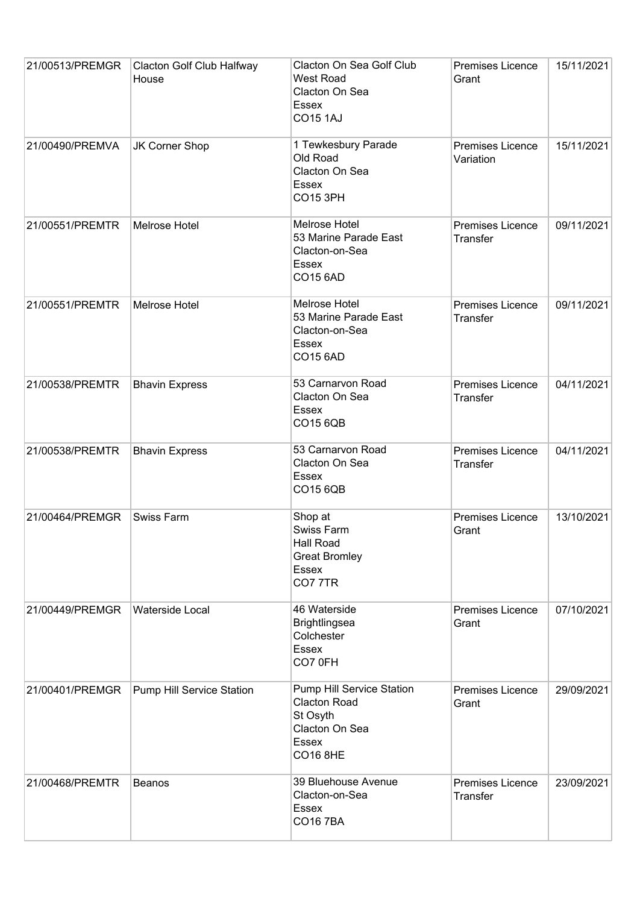| 21/00513/PREMGR | Clacton Golf Club Halfway House | Clacton On Sea Golf Club<br>West Road<br>Clacton On Sea<br>Essex<br>CO15 1AJ | Premises Licence Grant | 15/11/2021 |
|---|---|---|---|---|
| 21/00490/PREMVA | JK Corner Shop | 1 Tewkesbury Parade<br>Old Road<br>Clacton On Sea<br>Essex<br>CO15 3PH | Premises Licence Variation | 15/11/2021 |
| 21/00551/PREMTR | Melrose Hotel | Melrose Hotel<br>53 Marine Parade East<br>Clacton-on-Sea<br>Essex<br>CO15 6AD | Premises Licence Transfer | 09/11/2021 |
| 21/00551/PREMTR | Melrose Hotel | Melrose Hotel<br>53 Marine Parade East<br>Clacton-on-Sea<br>Essex<br>CO15 6AD | Premises Licence Transfer | 09/11/2021 |
| 21/00538/PREMTR | Bhavin Express | 53 Carnarvon Road<br>Clacton On Sea<br>Essex<br>CO15 6QB | Premises Licence Transfer | 04/11/2021 |
| 21/00538/PREMTR | Bhavin Express | 53 Carnarvon Road<br>Clacton On Sea<br>Essex<br>CO15 6QB | Premises Licence Transfer | 04/11/2021 |
| 21/00464/PREMGR | Swiss Farm | Shop at<br>Swiss Farm<br>Hall Road<br>Great Bromley<br>Essex<br>CO7 7TR | Premises Licence Grant | 13/10/2021 |
| 21/00449/PREMGR | Waterside Local | 46 Waterside<br>Brightlingsea<br>Colchester<br>Essex<br>CO7 0FH | Premises Licence Grant | 07/10/2021 |
| 21/00401/PREMGR | Pump Hill Service Station | Pump Hill Service Station<br>Clacton Road<br>St Osyth<br>Clacton On Sea<br>Essex<br>CO16 8HE | Premises Licence Grant | 29/09/2021 |
| 21/00468/PREMTR | Beanos | 39 Bluehouse Avenue<br>Clacton-on-Sea<br>Essex<br>CO16 7BA | Premises Licence Transfer | 23/09/2021 |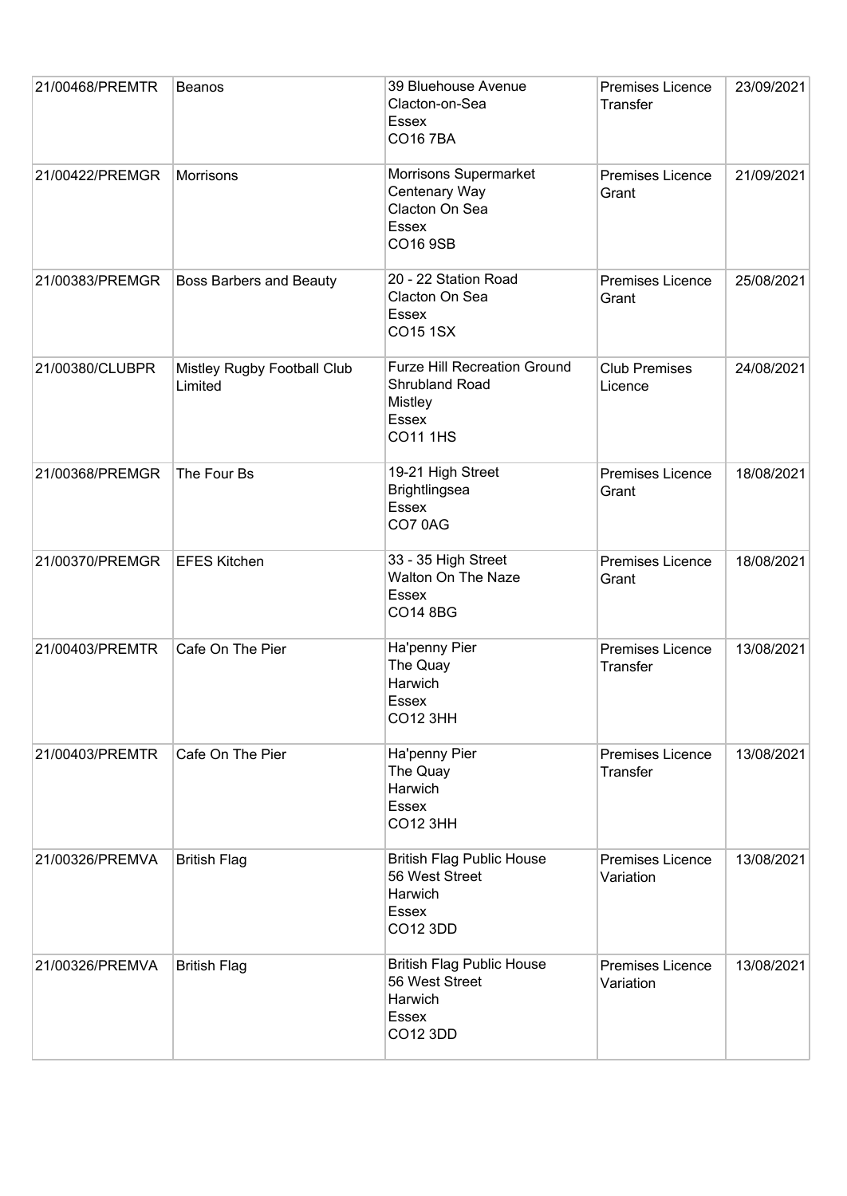| | | | | |
|---|---|---|---|---|
| 21/00468/PREMTR | Beanos | 39 Bluehouse Avenue<br>Clacton-on-Sea<br>Essex<br>CO16 7BA | Premises Licence Transfer | 23/09/2021 |
| 21/00422/PREMGR | Morrisons | Morrisons Supermarket<br>Centenary Way<br>Clacton On Sea<br>Essex<br>CO16 9SB | Premises Licence Grant | 21/09/2021 |
| 21/00383/PREMGR | Boss Barbers and Beauty | 20 - 22 Station Road<br>Clacton On Sea<br>Essex<br>CO15 1SX | Premises Licence Grant | 25/08/2021 |
| 21/00380/CLUBPR | Mistley Rugby Football Club Limited | Furze Hill Recreation Ground<br>Shrubland Road<br>Mistley<br>Essex<br>CO11 1HS | Club Premises Licence | 24/08/2021 |
| 21/00368/PREMGR | The Four Bs | 19-21 High Street<br>Brightlingsea<br>Essex<br>CO7 0AG | Premises Licence Grant | 18/08/2021 |
| 21/00370/PREMGR | EFES Kitchen | 33 - 35 High Street<br>Walton On The Naze<br>Essex<br>CO14 8BG | Premises Licence Grant | 18/08/2021 |
| 21/00403/PREMTR | Cafe On The Pier | Ha'penny Pier<br>The Quay<br>Harwich<br>Essex<br>CO12 3HH | Premises Licence Transfer | 13/08/2021 |
| 21/00403/PREMTR | Cafe On The Pier | Ha'penny Pier<br>The Quay<br>Harwich<br>Essex<br>CO12 3HH | Premises Licence Transfer | 13/08/2021 |
| 21/00326/PREMVA | British Flag | British Flag Public House<br>56 West Street<br>Harwich<br>Essex<br>CO12 3DD | Premises Licence Variation | 13/08/2021 |
| 21/00326/PREMVA | British Flag | British Flag Public House<br>56 West Street<br>Harwich<br>Essex<br>CO12 3DD | Premises Licence Variation | 13/08/2021 |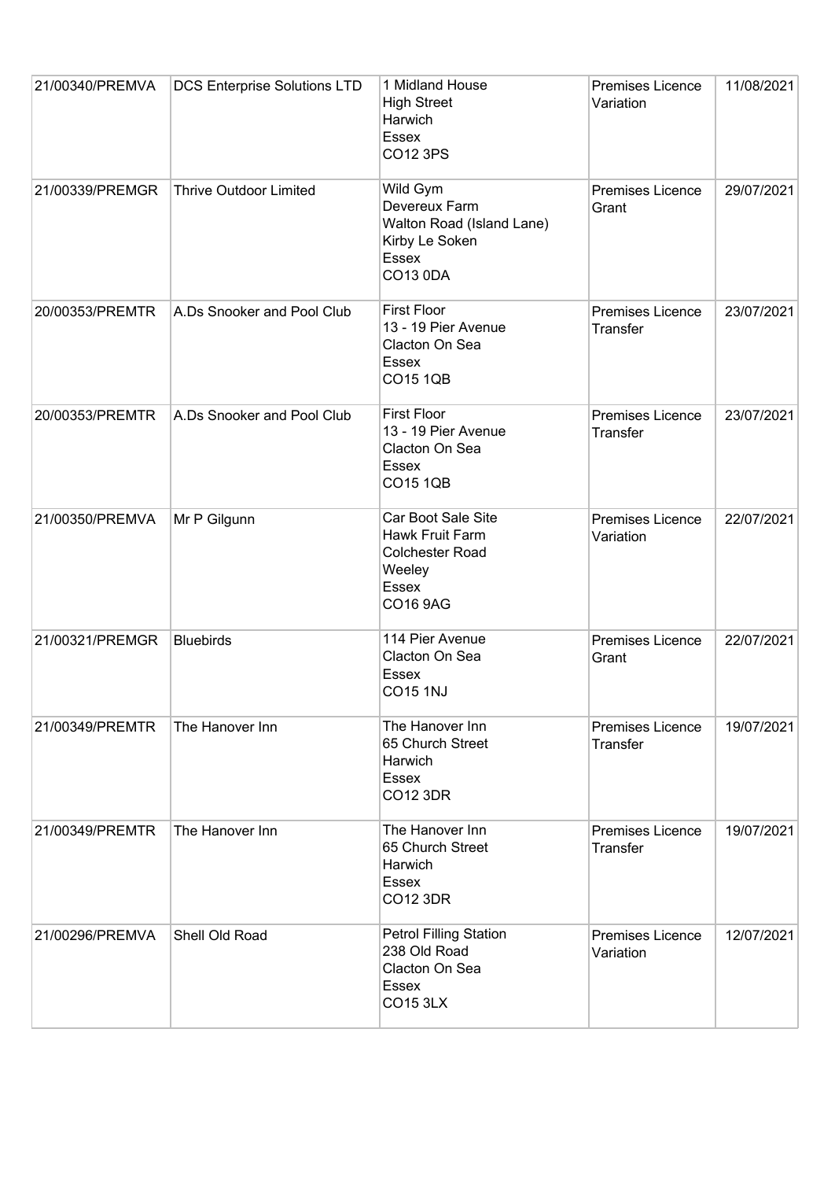| | | | | |
|---|---|---|---|---|
| 21/00340/PREMVA | DCS Enterprise Solutions LTD | 1 Midland House<br>High Street<br>Harwich<br>Essex<br>CO12 3PS | Premises Licence Variation | 11/08/2021 |
| 21/00339/PREMGR | Thrive Outdoor Limited | Wild Gym<br>Devereux Farm<br>Walton Road (Island Lane)<br>Kirby Le Soken<br>Essex<br>CO13 0DA | Premises Licence Grant | 29/07/2021 |
| 20/00353/PREMTR | A.Ds Snooker and Pool Club | First Floor<br>13 - 19 Pier Avenue<br>Clacton On Sea<br>Essex<br>CO15 1QB | Premises Licence Transfer | 23/07/2021 |
| 20/00353/PREMTR | A.Ds Snooker and Pool Club | First Floor<br>13 - 19 Pier Avenue<br>Clacton On Sea<br>Essex<br>CO15 1QB | Premises Licence Transfer | 23/07/2021 |
| 21/00350/PREMVA | Mr P Gilgunn | Car Boot Sale Site<br>Hawk Fruit Farm<br>Colchester Road<br>Weeley<br>Essex<br>CO16 9AG | Premises Licence Variation | 22/07/2021 |
| 21/00321/PREMGR | Bluebirds | 114 Pier Avenue<br>Clacton On Sea<br>Essex<br>CO15 1NJ | Premises Licence Grant | 22/07/2021 |
| 21/00349/PREMTR | The Hanover Inn | The Hanover Inn<br>65 Church Street<br>Harwich<br>Essex<br>CO12 3DR | Premises Licence Transfer | 19/07/2021 |
| 21/00349/PREMTR | The Hanover Inn | The Hanover Inn<br>65 Church Street<br>Harwich<br>Essex<br>CO12 3DR | Premises Licence Transfer | 19/07/2021 |
| 21/00296/PREMVA | Shell Old Road | Petrol Filling Station<br>238 Old Road<br>Clacton On Sea<br>Essex<br>CO15 3LX | Premises Licence Variation | 12/07/2021 |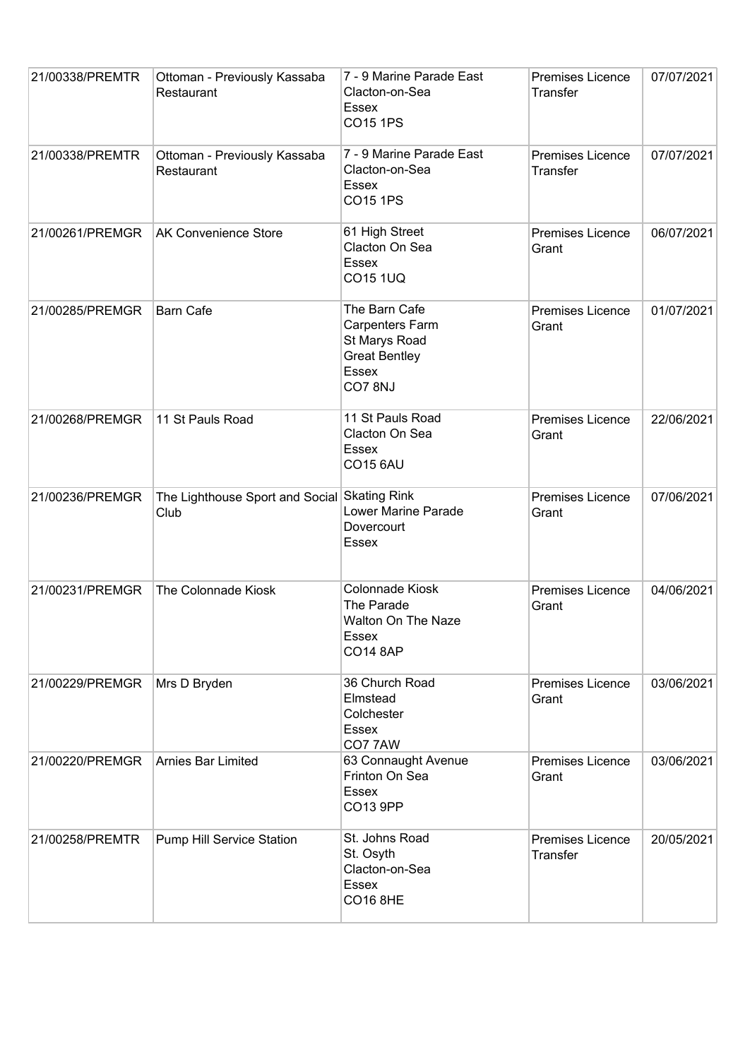| 21/00338/PREMTR | Ottoman - Previously Kassaba Restaurant | 7 - 9 Marine Parade East<br>Clacton-on-Sea<br>Essex<br>CO15 1PS | Premises Licence Transfer | 07/07/2021 |
|---|---|---|---|---|
| 21/00338/PREMTR | Ottoman - Previously Kassaba Restaurant | 7 - 9 Marine Parade East<br>Clacton-on-Sea<br>Essex<br>CO15 1PS | Premises Licence Transfer | 07/07/2021 |
| 21/00261/PREMGR | AK Convenience Store | 61 High Street<br>Clacton On Sea<br>Essex<br>CO15 1UQ | Premises Licence Grant | 06/07/2021 |
| 21/00285/PREMGR | Barn Cafe | The Barn Cafe<br>Carpenters Farm<br>St Marys Road<br>Great Bentley<br>Essex<br>CO7 8NJ | Premises Licence Grant | 01/07/2021 |
| 21/00268/PREMGR | 11 St Pauls Road | 11 St Pauls Road<br>Clacton On Sea<br>Essex<br>CO15 6AU | Premises Licence Grant | 22/06/2021 |
| 21/00236/PREMGR | The Lighthouse Sport and Social Club | Skating Rink<br>Lower Marine Parade<br>Dovercourt<br>Essex | Premises Licence Grant | 07/06/2021 |
| 21/00231/PREMGR | The Colonnade Kiosk | Colonnade Kiosk<br>The Parade<br>Walton On The Naze<br>Essex<br>CO14 8AP | Premises Licence Grant | 04/06/2021 |
| 21/00229/PREMGR | Mrs D Bryden | 36 Church Road<br>Elmstead<br>Colchester<br>Essex<br>CO7 7AW | Premises Licence Grant | 03/06/2021 |
| 21/00220/PREMGR | Arnies Bar Limited | 63 Connaught Avenue<br>Frinton On Sea<br>Essex<br>CO13 9PP | Premises Licence Grant | 03/06/2021 |
| 21/00258/PREMTR | Pump Hill Service Station | St. Johns Road<br>St. Osyth<br>Clacton-on-Sea<br>Essex<br>CO16 8HE | Premises Licence Transfer | 20/05/2021 |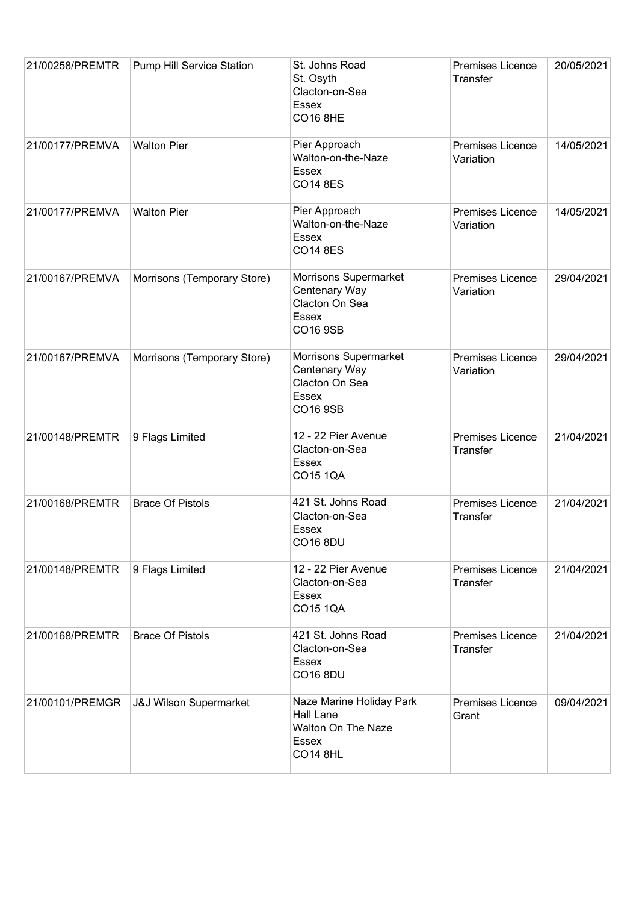| | | | | |
|---|---|---|---|---|
| 21/00258/PREMTR | Pump Hill Service Station | St. Johns Road<br>St. Osyth<br>Clacton-on-Sea<br>Essex<br>CO16 8HE | Premises Licence Transfer | 20/05/2021 |
| 21/00177/PREMVA | Walton Pier | Pier Approach<br>Walton-on-the-Naze<br>Essex<br>CO14 8ES | Premises Licence Variation | 14/05/2021 |
| 21/00177/PREMVA | Walton Pier | Pier Approach<br>Walton-on-the-Naze<br>Essex<br>CO14 8ES | Premises Licence Variation | 14/05/2021 |
| 21/00167/PREMVA | Morrisons (Temporary Store) | Morrisons Supermarket<br>Centenary Way<br>Clacton On Sea<br>Essex<br>CO16 9SB | Premises Licence Variation | 29/04/2021 |
| 21/00167/PREMVA | Morrisons (Temporary Store) | Morrisons Supermarket<br>Centenary Way<br>Clacton On Sea<br>Essex<br>CO16 9SB | Premises Licence Variation | 29/04/2021 |
| 21/00148/PREMTR | 9 Flags Limited | 12 - 22 Pier Avenue<br>Clacton-on-Sea<br>Essex<br>CO15 1QA | Premises Licence Transfer | 21/04/2021 |
| 21/00168/PREMTR | Brace Of Pistols | 421 St. Johns Road<br>Clacton-on-Sea<br>Essex<br>CO16 8DU | Premises Licence Transfer | 21/04/2021 |
| 21/00148/PREMTR | 9 Flags Limited | 12 - 22 Pier Avenue<br>Clacton-on-Sea<br>Essex<br>CO15 1QA | Premises Licence Transfer | 21/04/2021 |
| 21/00168/PREMTR | Brace Of Pistols | 421 St. Johns Road<br>Clacton-on-Sea<br>Essex<br>CO16 8DU | Premises Licence Transfer | 21/04/2021 |
| 21/00101/PREMGR | J&J Wilson Supermarket | Naze Marine Holiday Park<br>Hall Lane<br>Walton On The Naze<br>Essex<br>CO14 8HL | Premises Licence Grant | 09/04/2021 |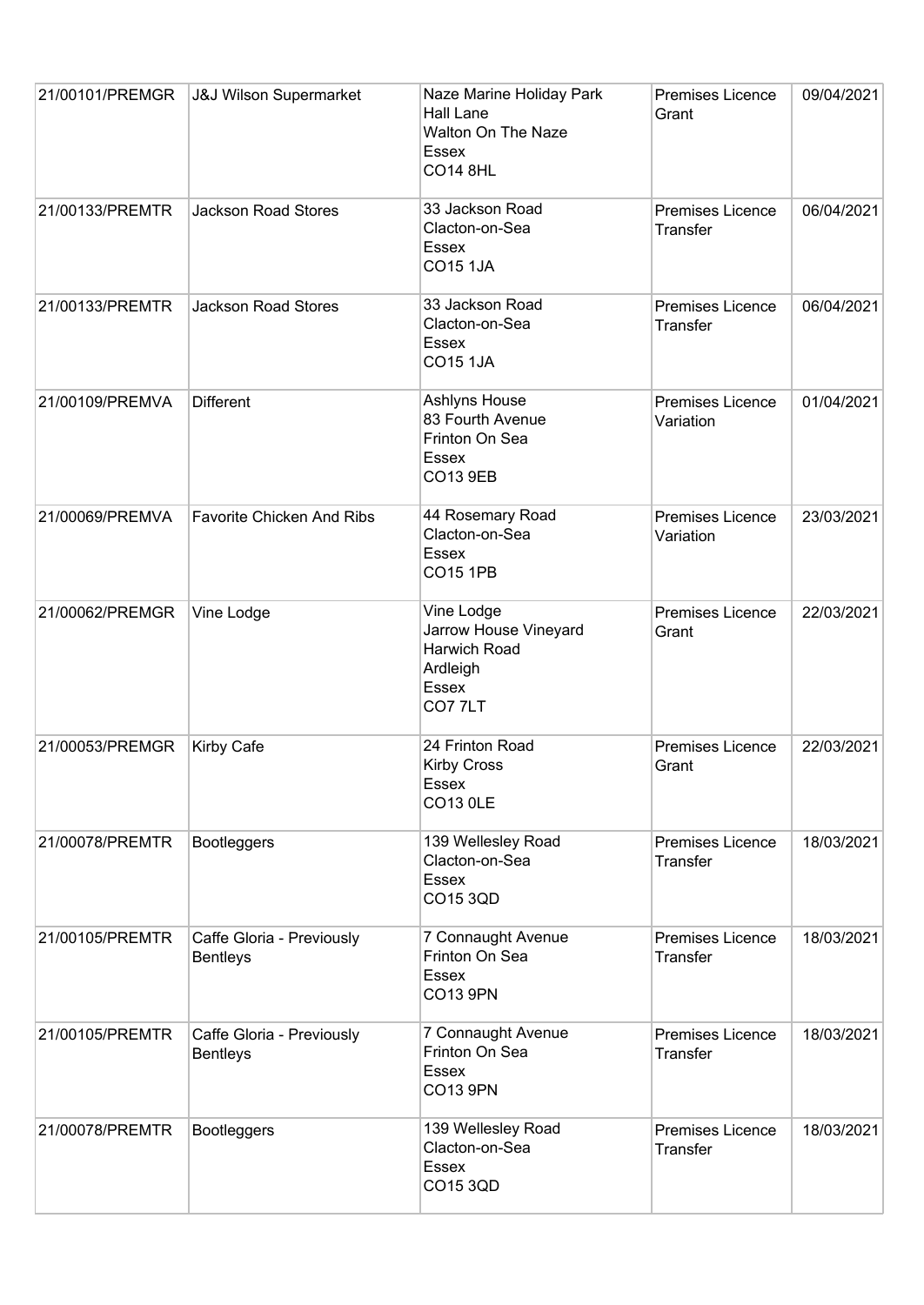| 21/00101/PREMGR | J&J Wilson Supermarket | Naze Marine Holiday Park<br>Hall Lane<br>Walton On The Naze<br>Essex<br>CO14 8HL | Premises Licence Grant | 09/04/2021 |
|---|---|---|---|---|
| 21/00133/PREMTR | Jackson Road Stores | 33 Jackson Road<br>Clacton-on-Sea<br>Essex<br>CO15 1JA | Premises Licence Transfer | 06/04/2021 |
| 21/00133/PREMTR | Jackson Road Stores | 33 Jackson Road<br>Clacton-on-Sea<br>Essex<br>CO15 1JA | Premises Licence Transfer | 06/04/2021 |
| 21/00109/PREMVA | Different | Ashlyns House<br>83 Fourth Avenue<br>Frinton On Sea<br>Essex<br>CO13 9EB | Premises Licence Variation | 01/04/2021 |
| 21/00069/PREMVA | Favorite Chicken And Ribs | 44 Rosemary Road<br>Clacton-on-Sea<br>Essex<br>CO15 1PB | Premises Licence Variation | 23/03/2021 |
| 21/00062/PREMGR | Vine Lodge | Vine Lodge<br>Jarrow House Vineyard<br>Harwich Road<br>Ardleigh<br>Essex<br>CO7 7LT | Premises Licence Grant | 22/03/2021 |
| 21/00053/PREMGR | Kirby Cafe | 24 Frinton Road<br>Kirby Cross<br>Essex<br>CO13 0LE | Premises Licence Grant | 22/03/2021 |
| 21/00078/PREMTR | Bootleggers | 139 Wellesley Road<br>Clacton-on-Sea<br>Essex<br>CO15 3QD | Premises Licence Transfer | 18/03/2021 |
| 21/00105/PREMTR | Caffe Gloria - Previously Bentleys | 7 Connaught Avenue<br>Frinton On Sea<br>Essex<br>CO13 9PN | Premises Licence Transfer | 18/03/2021 |
| 21/00105/PREMTR | Caffe Gloria - Previously Bentleys | 7 Connaught Avenue<br>Frinton On Sea<br>Essex<br>CO13 9PN | Premises Licence Transfer | 18/03/2021 |
| 21/00078/PREMTR | Bootleggers | 139 Wellesley Road<br>Clacton-on-Sea<br>Essex<br>CO15 3QD | Premises Licence Transfer | 18/03/2021 |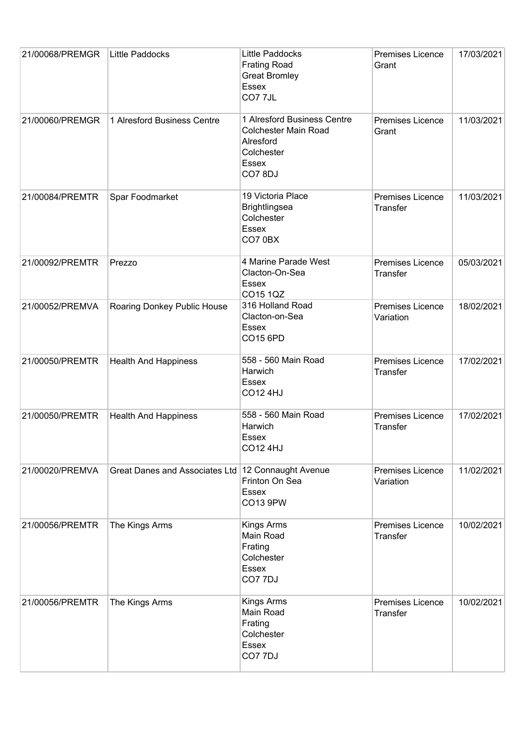| 21/00068/PREMGR | Little Paddocks | Little Paddocks<br>Frating Road<br>Great Bromley<br>Essex<br>CO7 7JL | Premises Licence Grant | 17/03/2021 |
|---|---|---|---|---|
| 21/00060/PREMGR | 1 Alresford Business Centre | 1 Alresford Business Centre<br>Colchester Main Road<br>Alresford<br>Colchester<br>Essex<br>CO7 8DJ | Premises Licence Grant | 11/03/2021 |
| 21/00084/PREMTR | Spar Foodmarket | 19 Victoria Place<br>Brightlingsea<br>Colchester<br>Essex<br>CO7 0BX | Premises Licence Transfer | 11/03/2021 |
| 21/00092/PREMTR | Prezzo | 4 Marine Parade West<br>Clacton-On-Sea<br>Essex<br>CO15 1QZ | Premises Licence Transfer | 05/03/2021 |
| 21/00052/PREMVA | Roaring Donkey Public House | 316 Holland Road<br>Clacton-on-Sea<br>Essex<br>CO15 6PD | Premises Licence Variation | 18/02/2021 |
| 21/00050/PREMTR | Health And Happiness | 558 - 560 Main Road<br>Harwich<br>Essex<br>CO12 4HJ | Premises Licence Transfer | 17/02/2021 |
| 21/00050/PREMTR | Health And Happiness | 558 - 560 Main Road<br>Harwich<br>Essex<br>CO12 4HJ | Premises Licence Transfer | 17/02/2021 |
| 21/00020/PREMVA | Great Danes and Associates Ltd | 12 Connaught Avenue<br>Frinton On Sea<br>Essex<br>CO13 9PW | Premises Licence Variation | 11/02/2021 |
| 21/00056/PREMTR | The Kings Arms | Kings Arms<br>Main Road<br>Frating<br>Colchester<br>Essex<br>CO7 7DJ | Premises Licence Transfer | 10/02/2021 |
| 21/00056/PREMTR | The Kings Arms | Kings Arms<br>Main Road<br>Frating<br>Colchester<br>Essex<br>CO7 7DJ | Premises Licence Transfer | 10/02/2021 |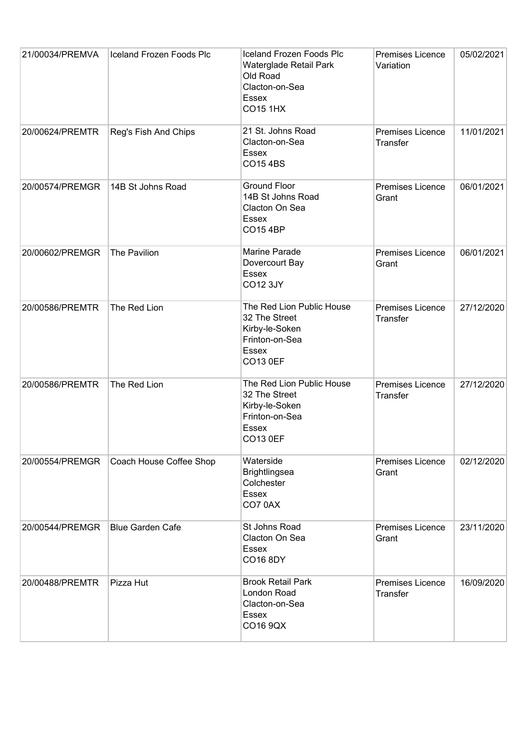| | | | | |
|---|---|---|---|---|
| 21/00034/PREMVA | Iceland Frozen Foods Plc | Iceland Frozen Foods Plc<br>Waterglade Retail Park<br>Old Road<br>Clacton-on-Sea<br>Essex<br>CO15 1HX | Premises Licence Variation | 05/02/2021 |
| 20/00624/PREMTR | Reg's Fish And Chips | 21 St. Johns Road<br>Clacton-on-Sea<br>Essex<br>CO15 4BS | Premises Licence Transfer | 11/01/2021 |
| 20/00574/PREMGR | 14B St Johns Road | Ground Floor<br>14B St Johns Road<br>Clacton On Sea<br>Essex<br>CO15 4BP | Premises Licence Grant | 06/01/2021 |
| 20/00602/PREMGR | The Pavilion | Marine Parade<br>Dovercourt Bay<br>Essex<br>CO12 3JY | Premises Licence Grant | 06/01/2021 |
| 20/00586/PREMTR | The Red Lion | The Red Lion Public House<br>32 The Street<br>Kirby-le-Soken<br>Frinton-on-Sea<br>Essex<br>CO13 0EF | Premises Licence Transfer | 27/12/2020 |
| 20/00586/PREMTR | The Red Lion | The Red Lion Public House<br>32 The Street<br>Kirby-le-Soken<br>Frinton-on-Sea<br>Essex<br>CO13 0EF | Premises Licence Transfer | 27/12/2020 |
| 20/00554/PREMGR | Coach House Coffee Shop | Waterside<br>Brightlingsea<br>Colchester<br>Essex<br>CO7 0AX | Premises Licence Grant | 02/12/2020 |
| 20/00544/PREMGR | Blue Garden Cafe | St Johns Road<br>Clacton On Sea<br>Essex<br>CO16 8DY | Premises Licence Grant | 23/11/2020 |
| 20/00488/PREMTR | Pizza Hut | Brook Retail Park<br>London Road<br>Clacton-on-Sea<br>Essex<br>CO16 9QX | Premises Licence Transfer | 16/09/2020 |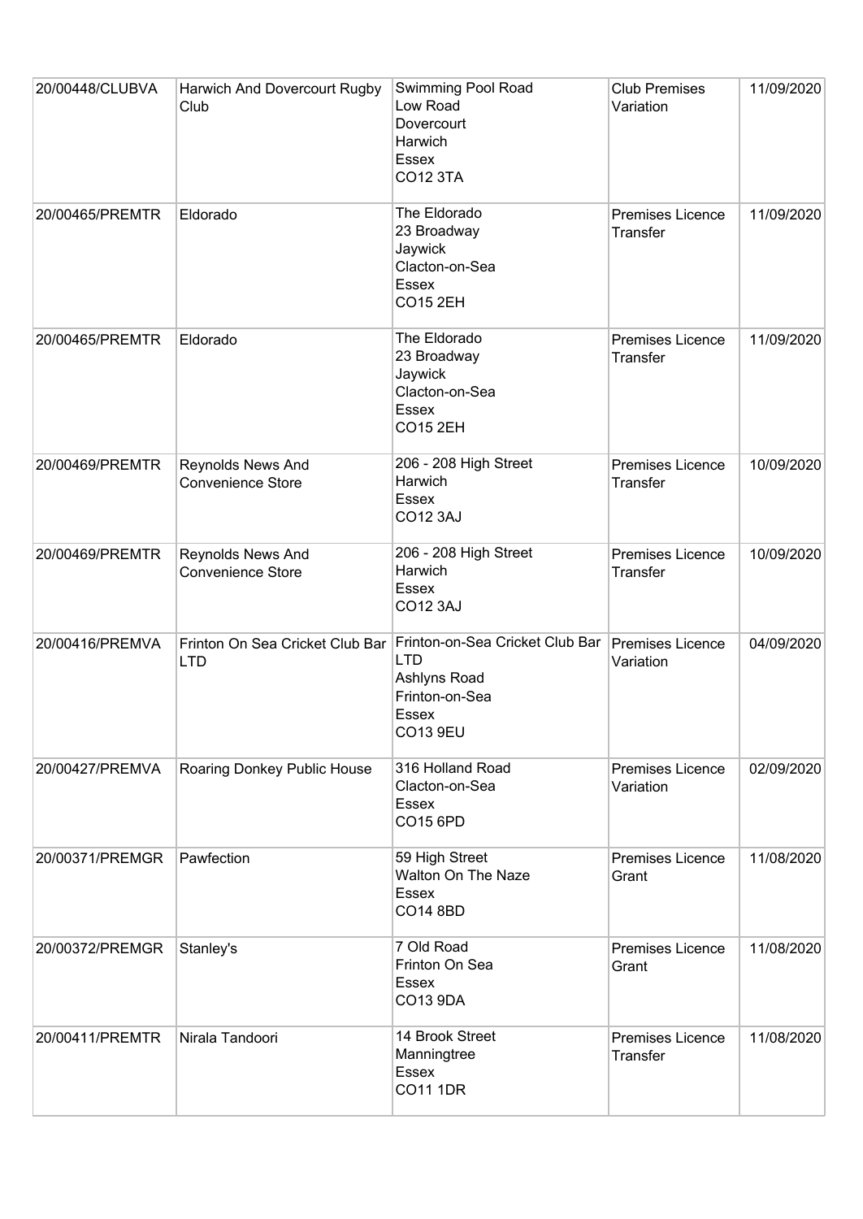| | | | | |
|---|---|---|---|---|
| 20/00448/CLUBVA | Harwich And Dovercourt Rugby Club | Swimming Pool Road<br>Low Road<br>Dovercourt<br>Harwich<br>Essex<br>CO12 3TA | Club Premises Variation | 11/09/2020 |
| 20/00465/PREMTR | Eldorado | The Eldorado<br>23 Broadway<br>Jaywick<br>Clacton-on-Sea<br>Essex<br>CO15 2EH | Premises Licence Transfer | 11/09/2020 |
| 20/00465/PREMTR | Eldorado | The Eldorado<br>23 Broadway<br>Jaywick<br>Clacton-on-Sea<br>Essex<br>CO15 2EH | Premises Licence Transfer | 11/09/2020 |
| 20/00469/PREMTR | Reynolds News And Convenience Store | 206 - 208 High Street<br>Harwich<br>Essex<br>CO12 3AJ | Premises Licence Transfer | 10/09/2020 |
| 20/00469/PREMTR | Reynolds News And Convenience Store | 206 - 208 High Street<br>Harwich<br>Essex<br>CO12 3AJ | Premises Licence Transfer | 10/09/2020 |
| 20/00416/PREMVA | Frinton On Sea Cricket Club Bar LTD | Frinton-on-Sea Cricket Club Bar LTD<br>Ashlyns Road<br>Frinton-on-Sea<br>Essex<br>CO13 9EU | Premises Licence Variation | 04/09/2020 |
| 20/00427/PREMVA | Roaring Donkey Public House | 316 Holland Road<br>Clacton-on-Sea<br>Essex<br>CO15 6PD | Premises Licence Variation | 02/09/2020 |
| 20/00371/PREMGR | Pawfection | 59 High Street<br>Walton On The Naze<br>Essex<br>CO14 8BD | Premises Licence Grant | 11/08/2020 |
| 20/00372/PREMGR | Stanley's | 7 Old Road<br>Frinton On Sea<br>Essex<br>CO13 9DA | Premises Licence Grant | 11/08/2020 |
| 20/00411/PREMTR | Nirala Tandoori | 14 Brook Street<br>Manningtree<br>Essex<br>CO11 1DR | Premises Licence Transfer | 11/08/2020 |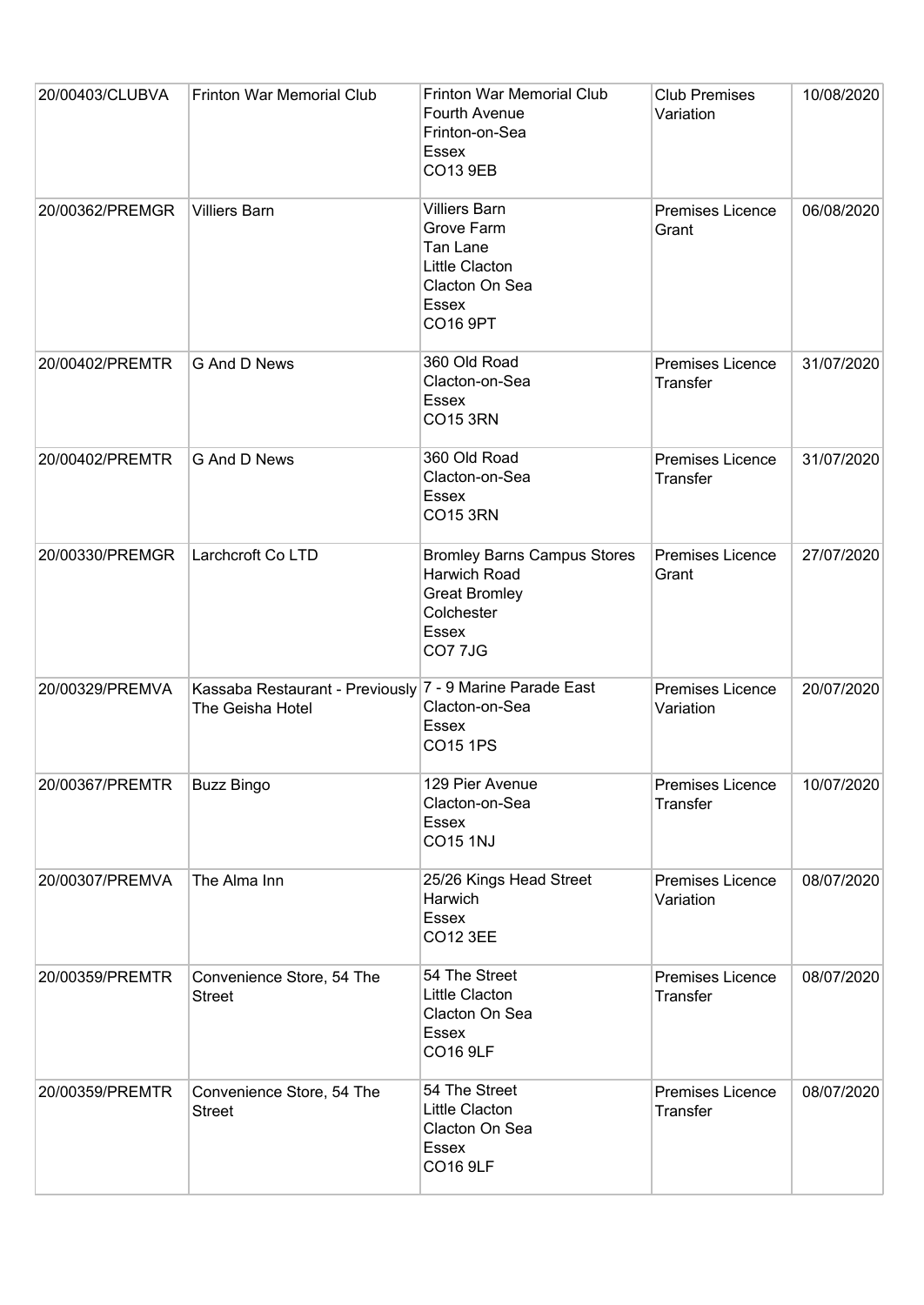| 20/00403/CLUBVA | Frinton War Memorial Club | Frinton War Memorial Club<br>Fourth Avenue<br>Frinton-on-Sea<br>Essex<br>CO13 9EB | Club Premises Variation | 10/08/2020 |
|---|---|---|---|---|
| 20/00362/PREMGR | Villiers Barn | Villiers Barn<br>Grove Farm<br>Tan Lane<br>Little Clacton<br>Clacton On Sea<br>Essex<br>CO16 9PT | Premises Licence Grant | 06/08/2020 |
| 20/00402/PREMTR | G And D News | 360 Old Road<br>Clacton-on-Sea<br>Essex<br>CO15 3RN | Premises Licence Transfer | 31/07/2020 |
| 20/00402/PREMTR | G And D News | 360 Old Road<br>Clacton-on-Sea<br>Essex<br>CO15 3RN | Premises Licence Transfer | 31/07/2020 |
| 20/00330/PREMGR | Larchcroft Co LTD | Bromley Barns Campus Stores<br>Harwich Road<br>Great Bromley<br>Colchester<br>Essex<br>CO7 7JG | Premises Licence Grant | 27/07/2020 |
| 20/00329/PREMVA | Kassaba Restaurant - Previously The Geisha Hotel | 7 - 9 Marine Parade East<br>Clacton-on-Sea<br>Essex<br>CO15 1PS | Premises Licence Variation | 20/07/2020 |
| 20/00367/PREMTR | Buzz Bingo | 129 Pier Avenue<br>Clacton-on-Sea<br>Essex<br>CO15 1NJ | Premises Licence Transfer | 10/07/2020 |
| 20/00307/PREMVA | The Alma Inn | 25/26 Kings Head Street<br>Harwich<br>Essex<br>CO12 3EE | Premises Licence Variation | 08/07/2020 |
| 20/00359/PREMTR | Convenience Store, 54 The Street | 54 The Street<br>Little Clacton<br>Clacton On Sea<br>Essex<br>CO16 9LF | Premises Licence Transfer | 08/07/2020 |
| 20/00359/PREMTR | Convenience Store, 54 The Street | 54 The Street<br>Little Clacton<br>Clacton On Sea<br>Essex<br>CO16 9LF | Premises Licence Transfer | 08/07/2020 |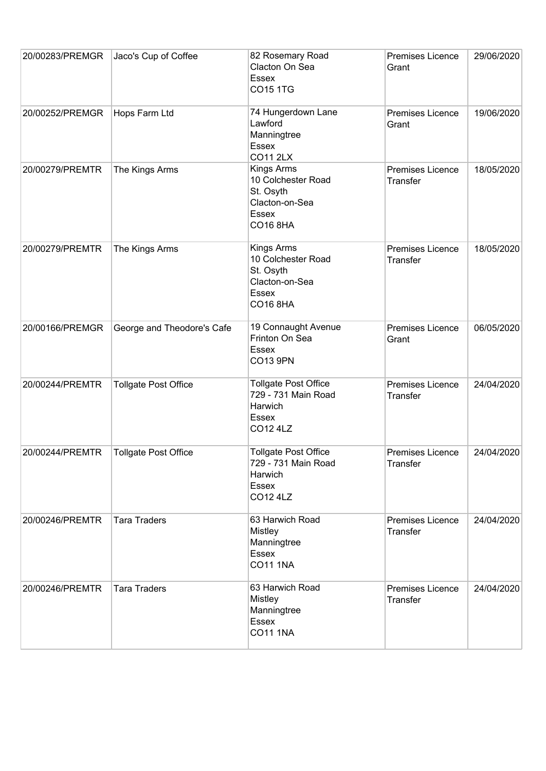| | | | | |
|---|---|---|---|---|
| 20/00283/PREMGR | Jaco's Cup of Coffee | 82 Rosemary Road<br>Clacton On Sea<br>Essex<br>CO15 1TG | Premises Licence Grant | 29/06/2020 |
| 20/00252/PREMGR | Hops Farm Ltd | 74 Hungerdown Lane<br>Lawford<br>Manningtree<br>Essex<br>CO11 2LX | Premises Licence Grant | 19/06/2020 |
| 20/00279/PREMTR | The Kings Arms | Kings Arms<br>10 Colchester Road<br>St. Osyth<br>Clacton-on-Sea<br>Essex<br>CO16 8HA | Premises Licence Transfer | 18/05/2020 |
| 20/00279/PREMTR | The Kings Arms | Kings Arms<br>10 Colchester Road<br>St. Osyth<br>Clacton-on-Sea<br>Essex<br>CO16 8HA | Premises Licence Transfer | 18/05/2020 |
| 20/00166/PREMGR | George and Theodore's Cafe | 19 Connaught Avenue<br>Frinton On Sea<br>Essex<br>CO13 9PN | Premises Licence Grant | 06/05/2020 |
| 20/00244/PREMTR | Tollgate Post Office | Tollgate Post Office<br>729 - 731 Main Road<br>Harwich<br>Essex<br>CO12 4LZ | Premises Licence Transfer | 24/04/2020 |
| 20/00244/PREMTR | Tollgate Post Office | Tollgate Post Office<br>729 - 731 Main Road<br>Harwich<br>Essex<br>CO12 4LZ | Premises Licence Transfer | 24/04/2020 |
| 20/00246/PREMTR | Tara Traders | 63 Harwich Road<br>Mistley<br>Manningtree<br>Essex<br>CO11 1NA | Premises Licence Transfer | 24/04/2020 |
| 20/00246/PREMTR | Tara Traders | 63 Harwich Road<br>Mistley<br>Manningtree<br>Essex<br>CO11 1NA | Premises Licence Transfer | 24/04/2020 |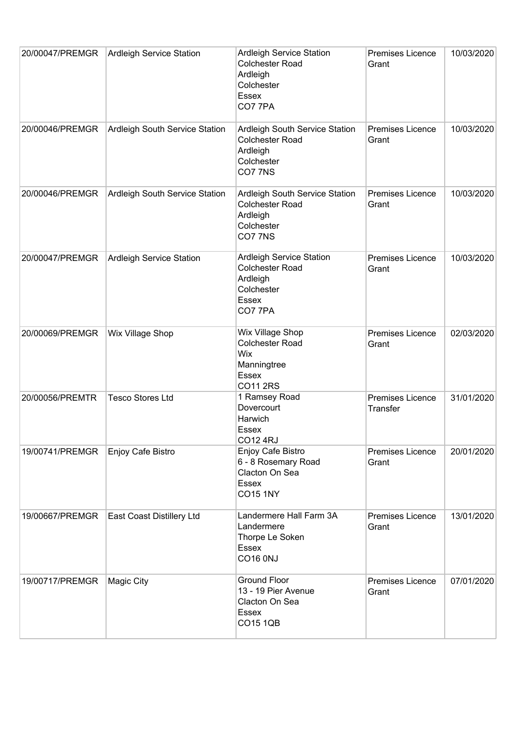| | | | | |
|---|---|---|---|---|
| 20/00047/PREMGR | Ardleigh Service Station | Ardleigh Service Station<br>Colchester Road<br>Ardleigh<br>Colchester<br>Essex<br>CO7 7PA | Premises Licence Grant | 10/03/2020 |
| 20/00046/PREMGR | Ardleigh South Service Station | Ardleigh South Service Station<br>Colchester Road<br>Ardleigh<br>Colchester<br>CO7 7NS | Premises Licence Grant | 10/03/2020 |
| 20/00046/PREMGR | Ardleigh South Service Station | Ardleigh South Service Station<br>Colchester Road<br>Ardleigh<br>Colchester<br>CO7 7NS | Premises Licence Grant | 10/03/2020 |
| 20/00047/PREMGR | Ardleigh Service Station | Ardleigh Service Station<br>Colchester Road<br>Ardleigh<br>Colchester<br>Essex<br>CO7 7PA | Premises Licence Grant | 10/03/2020 |
| 20/00069/PREMGR | Wix Village Shop | Wix Village Shop<br>Colchester Road<br>Wix<br>Manningtree<br>Essex<br>CO11 2RS | Premises Licence Grant | 02/03/2020 |
| 20/00056/PREMTR | Tesco Stores Ltd | 1 Ramsey Road<br>Dovercourt<br>Harwich<br>Essex<br>CO12 4RJ | Premises Licence Transfer | 31/01/2020 |
| 19/00741/PREMGR | Enjoy Cafe Bistro | Enjoy Cafe Bistro<br>6 - 8 Rosemary Road<br>Clacton On Sea<br>Essex<br>CO15 1NY | Premises Licence Grant | 20/01/2020 |
| 19/00667/PREMGR | East Coast Distillery Ltd | Landermere Hall Farm 3A<br>Landermere<br>Thorpe Le Soken<br>Essex<br>CO16 0NJ | Premises Licence Grant | 13/01/2020 |
| 19/00717/PREMGR | Magic City | Ground Floor<br>13 - 19 Pier Avenue<br>Clacton On Sea<br>Essex<br>CO15 1QB | Premises Licence Grant | 07/01/2020 |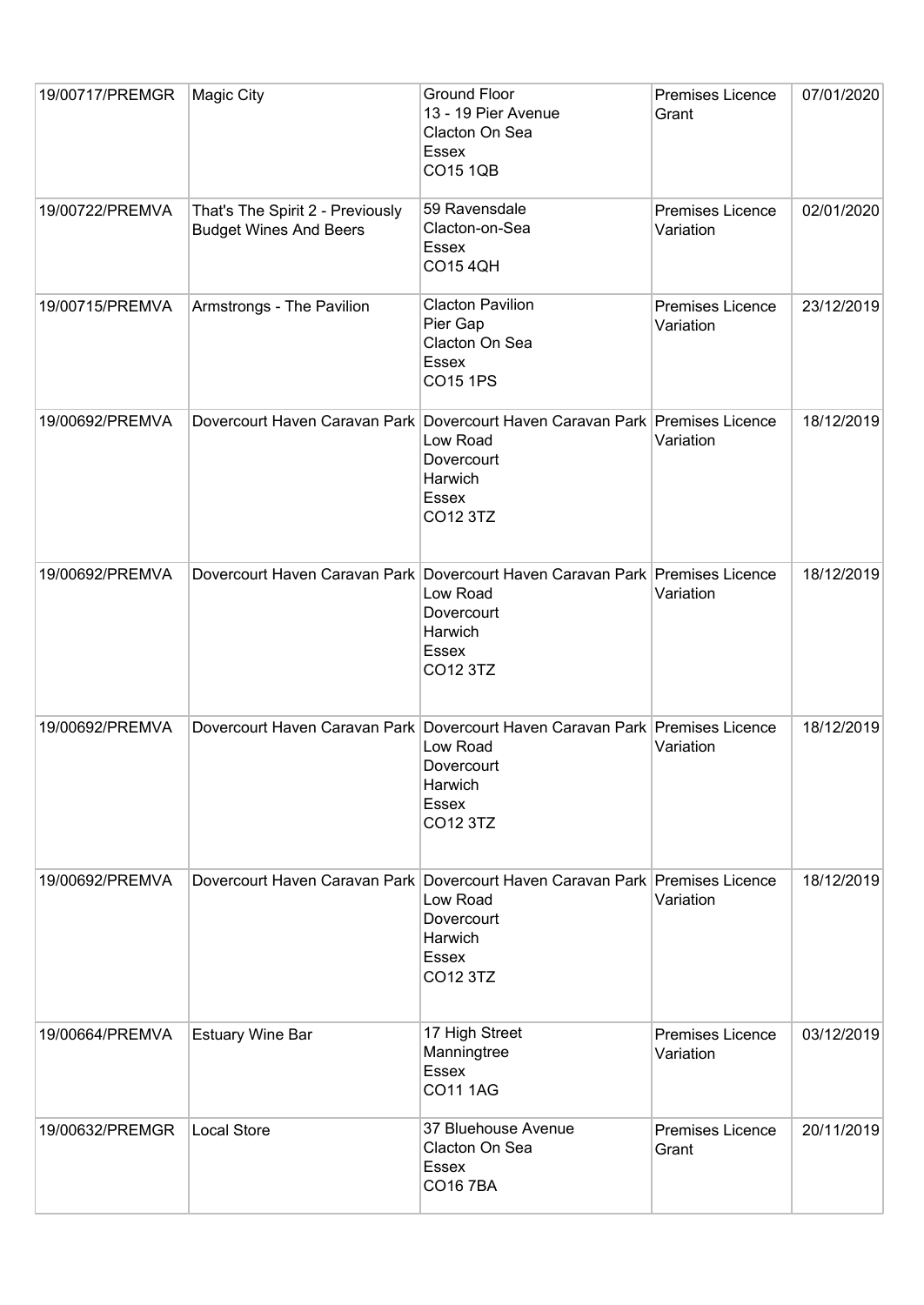| 19/00717/PREMGR | Magic City | Ground Floor<br>13 - 19 Pier Avenue<br>Clacton On Sea<br>Essex<br>CO15 1QB | Premises Licence Grant | 07/01/2020 |
|---|---|---|---|---|
| 19/00722/PREMVA | That's The Spirit 2 - Previously Budget Wines And Beers | 59 Ravensdale<br>Clacton-on-Sea<br>Essex<br>CO15 4QH | Premises Licence Variation | 02/01/2020 |
| 19/00715/PREMVA | Armstrongs - The Pavilion | Clacton Pavilion<br>Pier Gap<br>Clacton On Sea<br>Essex<br>CO15 1PS | Premises Licence Variation | 23/12/2019 |
| 19/00692/PREMVA | Dovercourt Haven Caravan Park | Dovercourt Haven Caravan Park<br>Low Road<br>Dovercourt<br>Harwich<br>Essex<br>CO12 3TZ | Premises Licence Variation | 18/12/2019 |
| 19/00692/PREMVA | Dovercourt Haven Caravan Park | Dovercourt Haven Caravan Park<br>Low Road<br>Dovercourt<br>Harwich<br>Essex<br>CO12 3TZ | Premises Licence Variation | 18/12/2019 |
| 19/00692/PREMVA | Dovercourt Haven Caravan Park | Dovercourt Haven Caravan Park<br>Low Road<br>Dovercourt<br>Harwich<br>Essex<br>CO12 3TZ | Premises Licence Variation | 18/12/2019 |
| 19/00692/PREMVA | Dovercourt Haven Caravan Park | Dovercourt Haven Caravan Park<br>Low Road<br>Dovercourt<br>Harwich<br>Essex<br>CO12 3TZ | Premises Licence Variation | 18/12/2019 |
| 19/00664/PREMVA | Estuary Wine Bar | 17 High Street<br>Manningtree<br>Essex<br>CO11 1AG | Premises Licence Variation | 03/12/2019 |
| 19/00632/PREMGR | Local Store | 37 Bluehouse Avenue<br>Clacton On Sea<br>Essex<br>CO16 7BA | Premises Licence Grant | 20/11/2019 |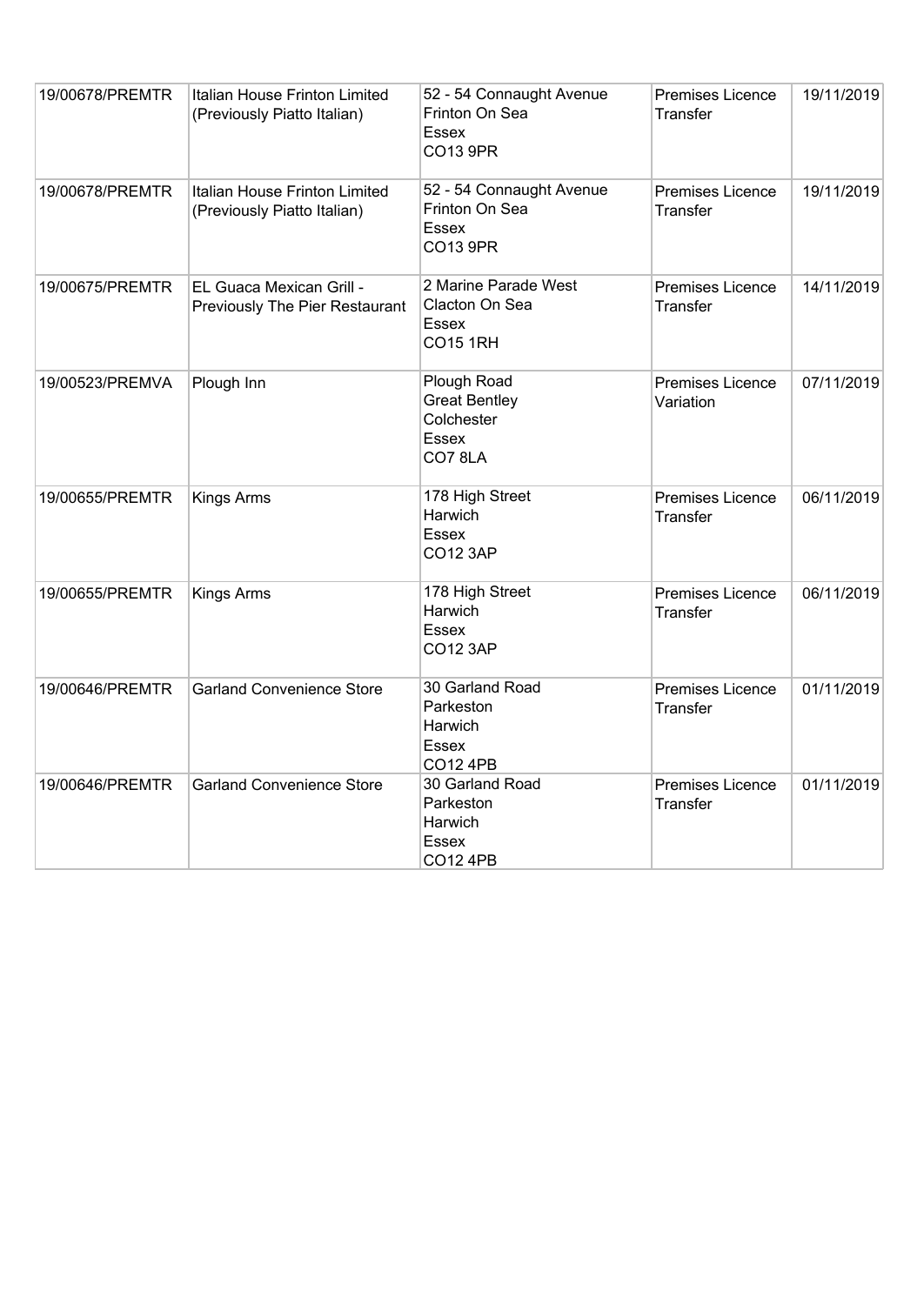| | | | | |
|---|---|---|---|---|
| 19/00678/PREMTR | Italian House Frinton Limited (Previously Piatto Italian) | 52 - 54 Connaught Avenue Frinton On Sea Essex CO13 9PR | Premises Licence Transfer | 19/11/2019 |
| 19/00678/PREMTR | Italian House Frinton Limited (Previously Piatto Italian) | 52 - 54 Connaught Avenue Frinton On Sea Essex CO13 9PR | Premises Licence Transfer | 19/11/2019 |
| 19/00675/PREMTR | EL Guaca Mexican Grill - Previously The Pier Restaurant | 2 Marine Parade West Clacton On Sea Essex CO15 1RH | Premises Licence Transfer | 14/11/2019 |
| 19/00523/PREMVA | Plough Inn | Plough Road Great Bentley Colchester Essex CO7 8LA | Premises Licence Variation | 07/11/2019 |
| 19/00655/PREMTR | Kings Arms | 178 High Street Harwich Essex CO12 3AP | Premises Licence Transfer | 06/11/2019 |
| 19/00655/PREMTR | Kings Arms | 178 High Street Harwich Essex CO12 3AP | Premises Licence Transfer | 06/11/2019 |
| 19/00646/PREMTR | Garland Convenience Store | 30 Garland Road Parkeston Harwich Essex CO12 4PB | Premises Licence Transfer | 01/11/2019 |
| 19/00646/PREMTR | Garland Convenience Store | 30 Garland Road Parkeston Harwich Essex CO12 4PB | Premises Licence Transfer | 01/11/2019 |